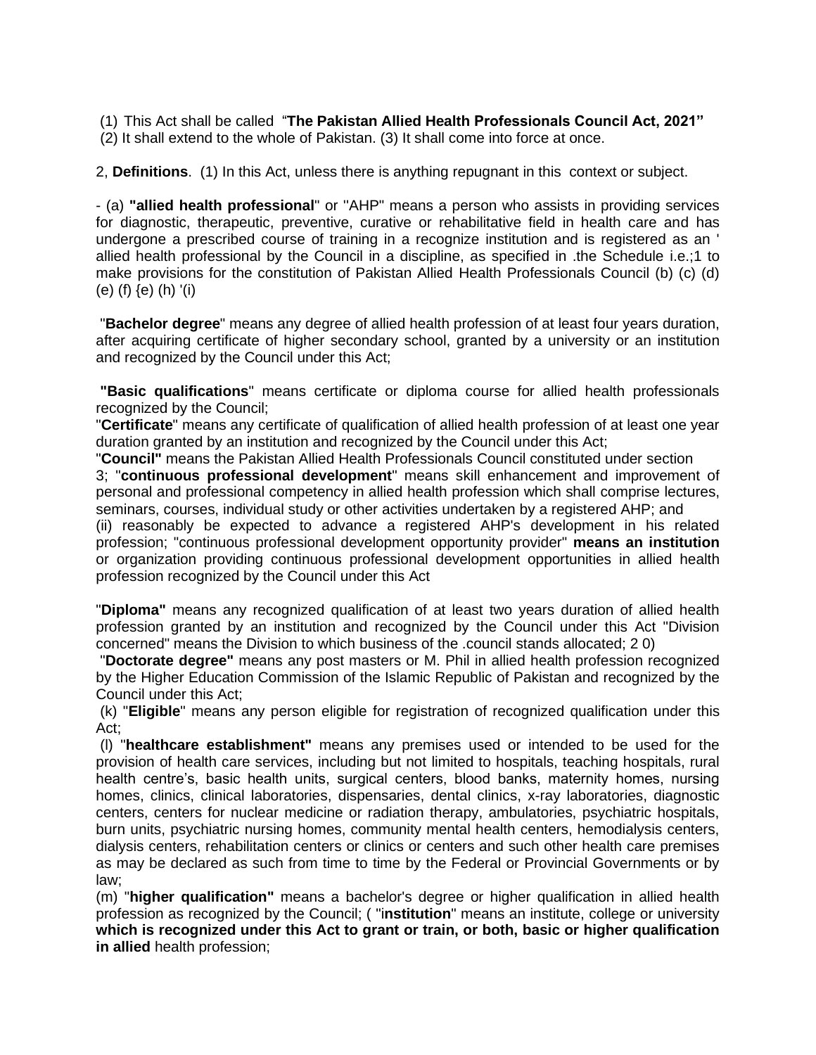(1) This Act shall be called "**The Pakistan Allied Health Professionals Council Act, 2021"**
(2) It shall extend to the whole of Pakistan. (3) It shall come into force at once.

2, **Definitions**. (1) In this Act, unless there is anything repugnant in this context or subject.

- (a) **"allied health professional**" or "AHP" means a person who assists in providing services for diagnostic, therapeutic, preventive, curative or rehabilitative field in health care and has undergone a prescribed course of training in a recognize institution and is registered as an ' allied health professional by the Council in a discipline, as specified in .the Schedule i.e.;1 to make provisions for the constitution of Pakistan Allied Health Professionals Council (b) (c) (d) (e) (f) {e) (h) '(i)

"**Bachelor degree**" means any degree of allied health profession of at least four years duration, after acquiring certificate of higher secondary school, granted by a university or an institution and recognized by the Council under this Act;

**"Basic qualifications**" means certificate or diploma course for allied health professionals recognized by the Council;
"**Certificate**" means any certificate of qualification of allied health profession of at least one year duration granted by an institution and recognized by the Council under this Act;
"**Council"** means the Pakistan Allied Health Professionals Council constituted under section 3; "**continuous professional development**" means skill enhancement and improvement of personal and professional competency in allied health profession which shall comprise lectures, seminars, courses, individual study or other activities undertaken by a registered AHP; and
(ii) reasonably be expected to advance a registered AHP's development in his related profession; "continuous professional development opportunity provider" **means an institution** or organization providing continuous professional development opportunities in allied health profession recognized by the Council under this Act

"**Diploma"** means any recognized qualification of at least two years duration of allied health profession granted by an institution and recognized by the Council under this Act "Division concerned" means the Division to which business of the .council stands allocated; 2 0)
"**Doctorate degree"** means any post masters or M. Phil in allied health profession recognized by the Higher Education Commission of the Islamic Republic of Pakistan and recognized by the Council under this Act;
(k) "**Eligible**" means any person eligible for registration of recognized qualification under this Act;
(l) "**healthcare establishment"** means any premises used or intended to be used for the provision of health care services, including but not limited to hospitals, teaching hospitals, rural health centre's, basic health units, surgical centers, blood banks, maternity homes, nursing homes, clinics, clinical laboratories, dispensaries, dental clinics, x-ray laboratories, diagnostic centers, centers for nuclear medicine or radiation therapy, ambulatories, psychiatric hospitals, burn units, psychiatric nursing homes, community mental health centers, hemodialysis centers, dialysis centers, rehabilitation centers or clinics or centers and such other health care premises as may be declared as such from time to time by the Federal or Provincial Governments or by law;
(m) "**higher qualification"** means a bachelor's degree or higher qualification in allied health profession as recognized by the Council; ( "i**nstitution**" means an institute, college or university **which is recognized under this Act to grant or train, or both, basic or higher qualification in allied** health profession;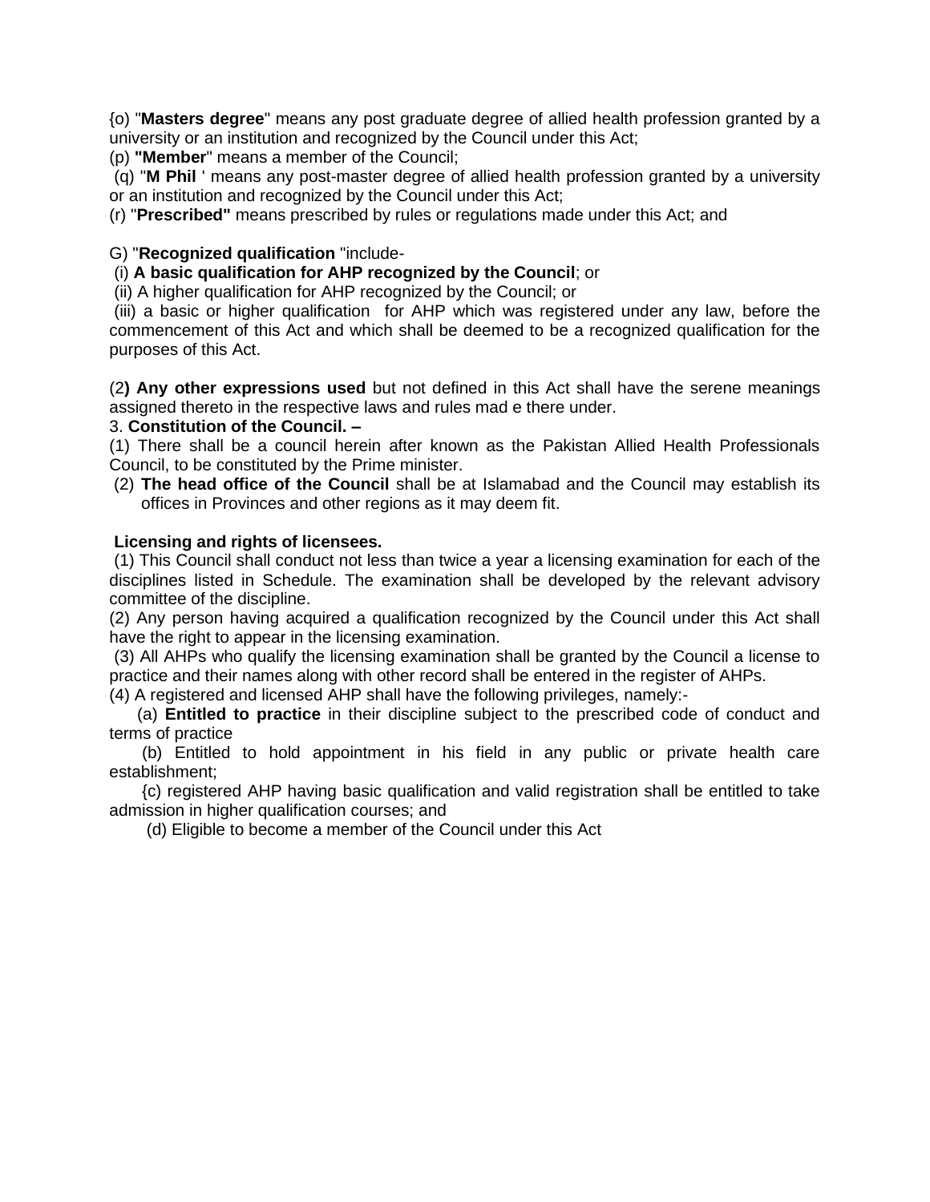{o) "**Masters degree**" means any post graduate degree of allied health profession granted by a university or an institution and recognized by the Council under this Act;

(p) **"Member**" means a member of the Council;

(q) "**M Phil** ' means any post-master degree of allied health profession granted by a university or an institution and recognized by the Council under this Act;

(r) "**Prescribed"** means prescribed by rules or regulations made under this Act; and

G) "**Recognized qualification** "include-

(i) **A basic qualification for AHP recognized by the Council**; or

(ii) A higher qualification for AHP recognized by the Council; or

(iii) a basic or higher qualification for AHP which was registered under any law, before the commencement of this Act and which shall be deemed to be a recognized qualification for the purposes of this Act.

(2**) Any other expressions used** but not defined in this Act shall have the serene meanings assigned thereto in the respective laws and rules mad e there under.

3. **Constitution of the Council. –**

(1) There shall be a council herein after known as the Pakistan Allied Health Professionals Council, to be constituted by the Prime minister.

(2) **The head office of the Council** shall be at Islamabad and the Council may establish its offices in Provinces and other regions as it may deem fit.

**Licensing and rights of licensees.**

(1) This Council shall conduct not less than twice a year a licensing examination for each of the disciplines listed in Schedule. The examination shall be developed by the relevant advisory committee of the discipline.

(2) Any person having acquired a qualification recognized by the Council under this Act shall have the right to appear in the licensing examination.

(3) All AHPs who qualify the licensing examination shall be granted by the Council a license to practice and their names along with other record shall be entered in the register of AHPs.

(4) A registered and licensed AHP shall have the following privileges, namely:-

(a) **Entitled to practice** in their discipline subject to the prescribed code of conduct and terms of practice

(b) Entitled to hold appointment in his field in any public or private health care establishment;

{c) registered AHP having basic qualification and valid registration shall be entitled to take admission in higher qualification courses; and

(d) Eligible to become a member of the Council under this Act